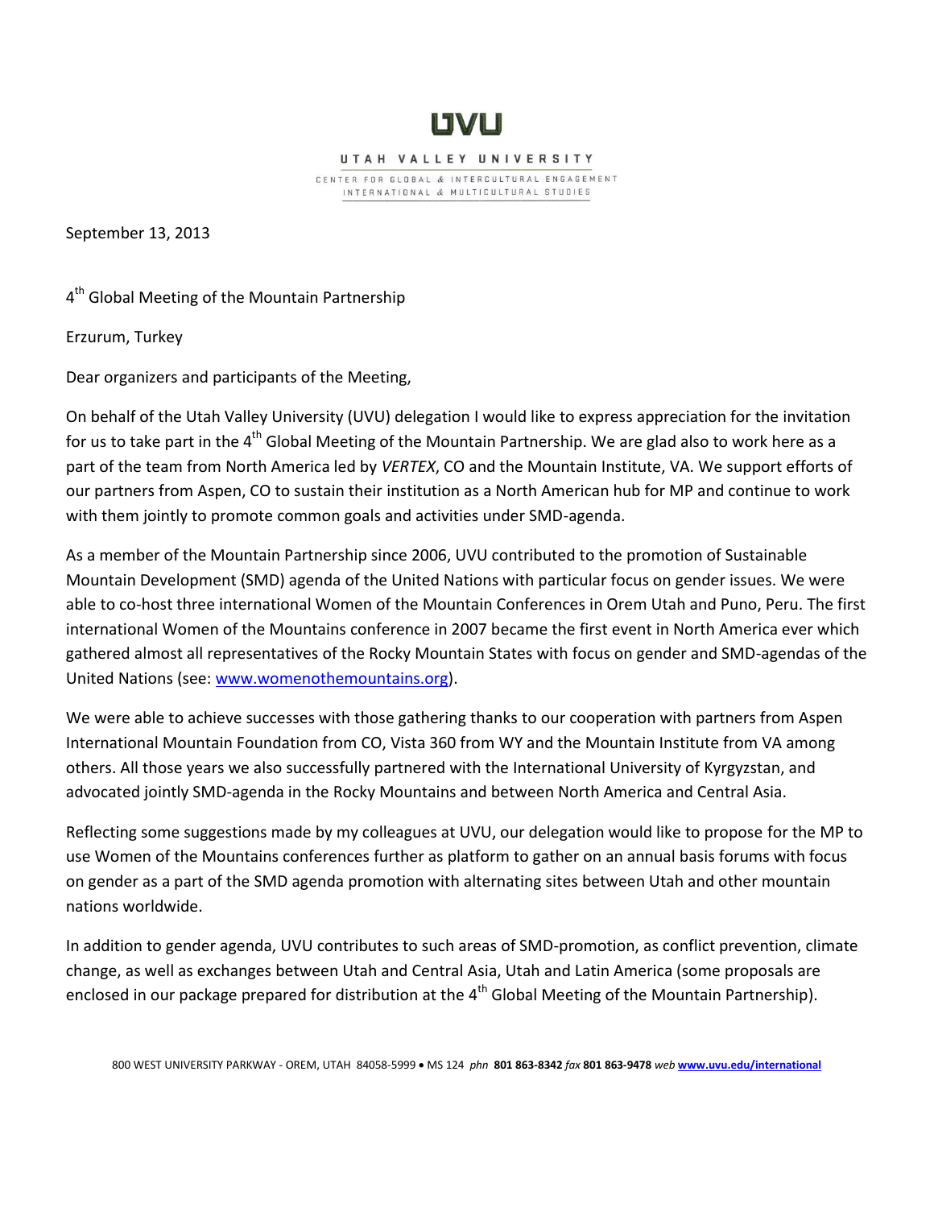UVU

UTAH VALLEY UNIVERSITY

CENTER FOR GLOBAL & INTERCULTURAL ENGAGEMENT
INTERNATIONAL & MULTICULTURAL STUDIES

September 13, 2013

4th Global Meeting of the Mountain Partnership

Erzurum, Turkey

Dear organizers and participants of the Meeting,

On behalf of the Utah Valley University (UVU) delegation I would like to express appreciation for the invitation for us to take part in the 4th Global Meeting of the Mountain Partnership. We are glad also to work here as a part of the team from North America led by *VERTEX*, CO and the Mountain Institute, VA. We support efforts of our partners from Aspen, CO to sustain their institution as a North American hub for MP and continue to work with them jointly to promote common goals and activities under SMD-agenda.

As a member of the Mountain Partnership since 2006, UVU contributed to the promotion of Sustainable Mountain Development (SMD) agenda of the United Nations with particular focus on gender issues. We were able to co-host three international Women of the Mountain Conferences in Orem Utah and Puno, Peru. The first international Women of the Mountains conference in 2007 became the first event in North America ever which gathered almost all representatives of the Rocky Mountain States with focus on gender and SMD-agendas of the United Nations (see: [www.womenothemountains.org](http://www.womenothemountains.org)).

We were able to achieve successes with those gathering thanks to our cooperation with partners from Aspen International Mountain Foundation from CO, Vista 360 from WY and the Mountain Institute from VA among others. All those years we also successfully partnered with the International University of Kyrgyzstan, and advocated jointly SMD-agenda in the Rocky Mountains and between North America and Central Asia.

Reflecting some suggestions made by my colleagues at UVU, our delegation would like to propose for the MP to use Women of the Mountains conferences further as platform to gather on an annual basis forums with focus on gender as a part of the SMD agenda promotion with alternating sites between Utah and other mountain nations worldwide.

In addition to gender agenda, UVU contributes to such areas of SMD-promotion, as conflict prevention, climate change, as well as exchanges between Utah and Central Asia, Utah and Latin America (some proposals are enclosed in our package prepared for distribution at the 4th Global Meeting of the Mountain Partnership).

800 WEST UNIVERSITY PARKWAY - OREM, UTAH 84058-5999 • MS 124 *phn* **801 863-8342** *fax* **801 863-9478** *web* [www.uvu.edu/international](http://www.uvu.edu/international)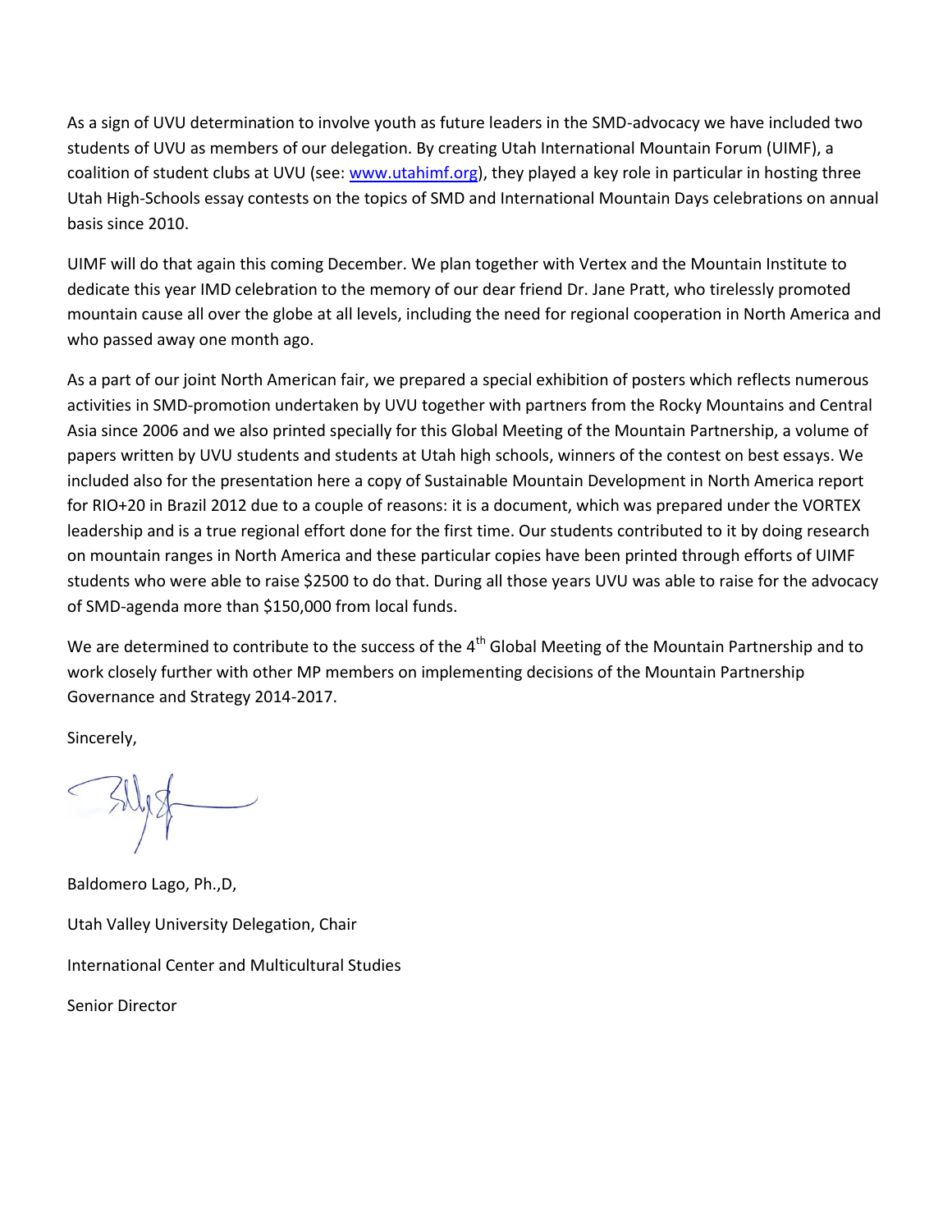As a sign of UVU determination to involve youth as future leaders in the SMD-advocacy we have included two students of UVU as members of our delegation. By creating Utah International Mountain Forum (UIMF), a coalition of student clubs at UVU (see: www.utahimf.org), they played a key role in particular in hosting three Utah High-Schools essay contests on the topics of SMD and International Mountain Days celebrations on annual basis since 2010.

UIMF will do that again this coming December. We plan together with Vertex and the Mountain Institute to dedicate this year IMD celebration to the memory of our dear friend Dr. Jane Pratt, who tirelessly promoted mountain cause all over the globe at all levels, including the need for regional cooperation in North America and who passed away one month ago.

As a part of our joint North American fair, we prepared a special exhibition of posters which reflects numerous activities in SMD-promotion undertaken by UVU together with partners from the Rocky Mountains and Central Asia since 2006 and we also printed specially for this Global Meeting of the Mountain Partnership, a volume of papers written by UVU students and students at Utah high schools, winners of the contest on best essays. We included also for the presentation here a copy of Sustainable Mountain Development in North America report for RIO+20 in Brazil 2012 due to a couple of reasons: it is a document, which was prepared under the VORTEX leadership and is a true regional effort done for the first time. Our students contributed to it by doing research on mountain ranges in North America and these particular copies have been printed through efforts of UIMF students who were able to raise $2500 to do that. During all those years UVU was able to raise for the advocacy of SMD-agenda more than $150,000 from local funds.

We are determined to contribute to the success of the 4th Global Meeting of the Mountain Partnership and to work closely further with other MP members on implementing decisions of the Mountain Partnership Governance and Strategy 2014-2017.

Sincerely,

Baldomero Lago, Ph.,D,

Utah Valley University Delegation, Chair

International Center and Multicultural Studies

Senior Director